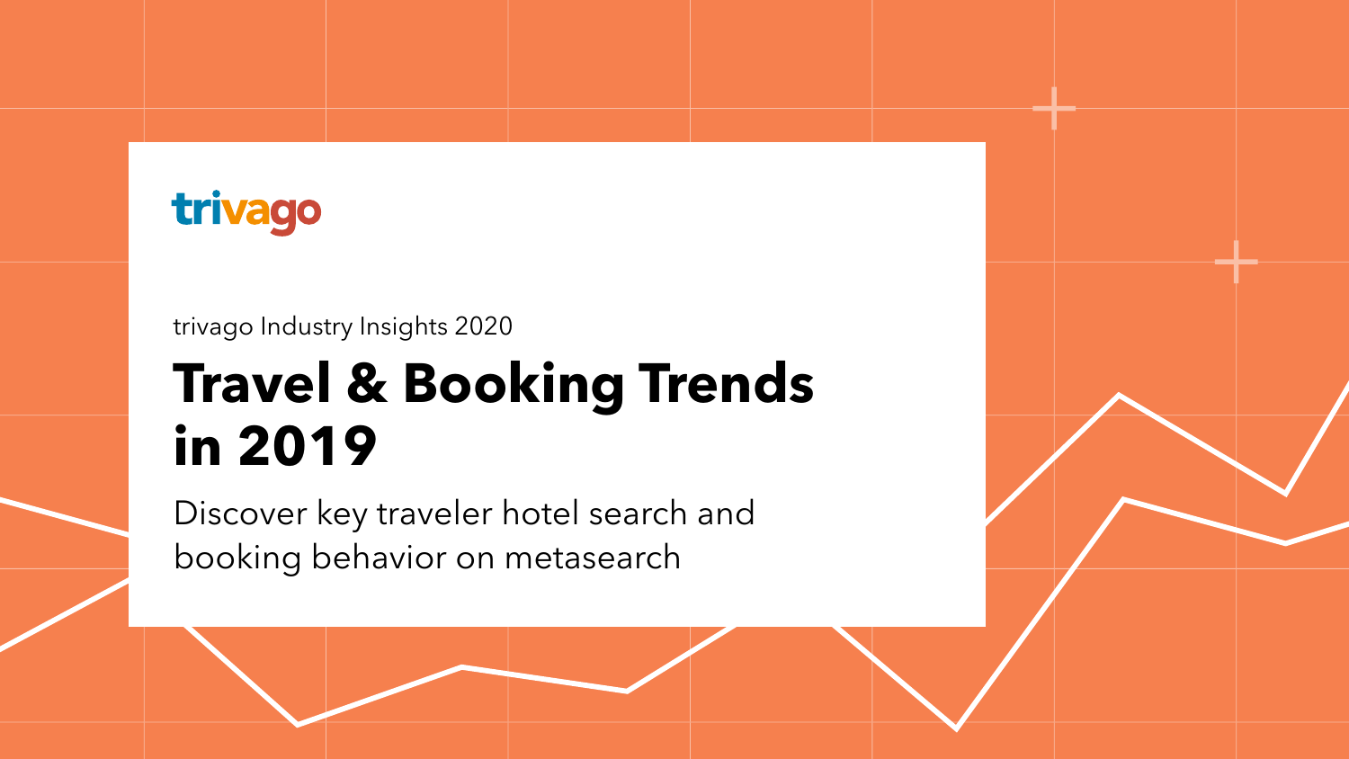trivago

trivago Industry Insights 2020

# Travel & Booking Trends in 2019

Discover key traveler hotel search and booking behavior on metasearch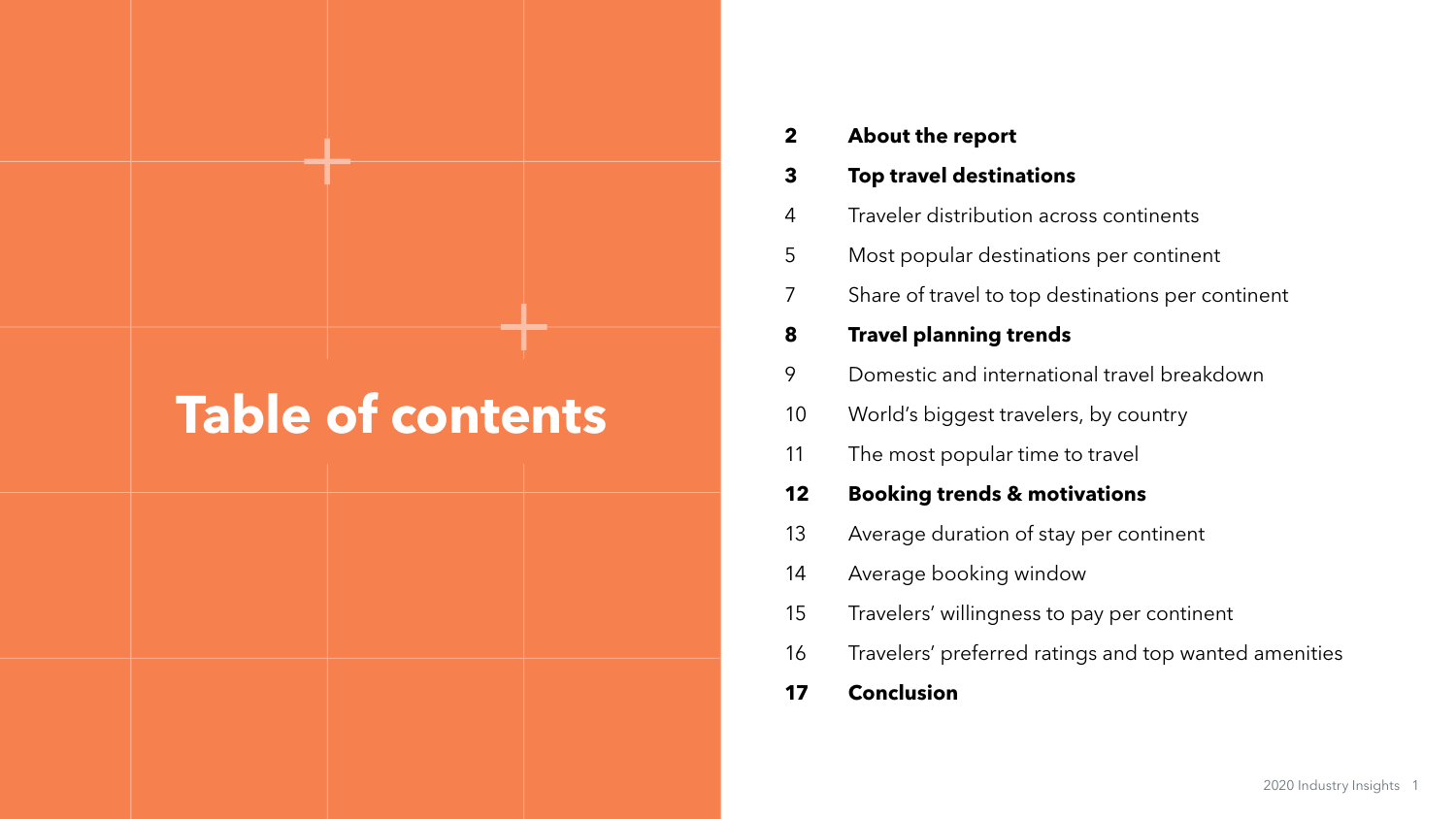# Table of contents

| | |
|---|---|
| **2** | **About the report** |
| **3** | **Top travel destinations** |
| 4 | Traveler distribution across continents |
| 5 | Most popular destinations per continent |
| 7 | Share of travel to top destinations per continent |
| **8** | **Travel planning trends** |
| 9 | Domestic and international travel breakdown |
| 10 | World's biggest travelers, by country |
| 11 | The most popular time to travel |
| **12** | **Booking trends & motivations** |
| 13 | Average duration of stay per continent |
| 14 | Average booking window |
| 15 | Travelers' willingness to pay per continent |
| 16 | Travelers' preferred ratings and top wanted amenities |
| **17** | **Conclusion** |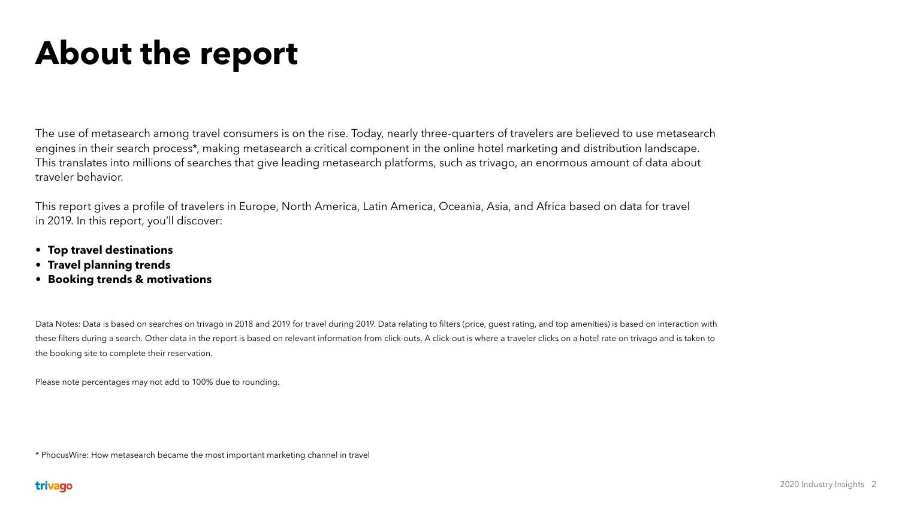# About the report

The use of metasearch among travel consumers is on the rise. Today, nearly three-quarters of travelers are believed to use metasearch engines in their search process*, making metasearch a critical component in the online hotel marketing and distribution landscape. This translates into millions of searches that give leading metasearch platforms, such as trivago, an enormous amount of data about traveler behavior.

This report gives a profile of travelers in Europe, North America, Latin America, Oceania, Asia, and Africa based on data for travel in 2019. In this report, you'll discover:

- **Top travel destinations**
- **Travel planning trends**
- **Booking trends & motivations**

Data Notes: Data is based on searches on trivago in 2018 and 2019 for travel during 2019. Data relating to filters (price, guest rating, and top amenities) is based on interaction with these filters during a search. Other data in the report is based on relevant information from click-outs. A click-out is where a traveler clicks on a hotel rate on trivago and is taken to the booking site to complete their reservation.

Please note percentages may not add to 100% due to rounding.

* PhocusWire: How metasearch became the most important marketing channel in travel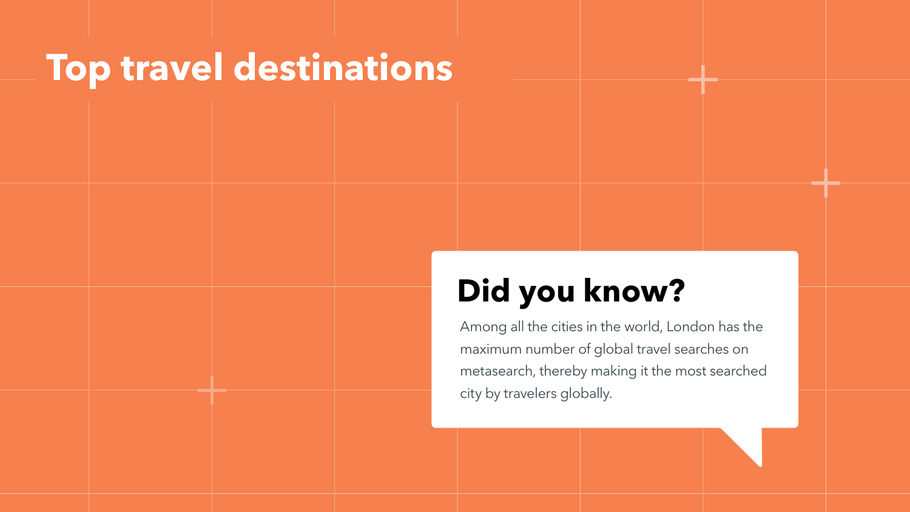# Top travel destinations

## Did you know?

Among all the cities in the world, London has the maximum number of global travel searches on metasearch, thereby making it the most searched city by travelers globally.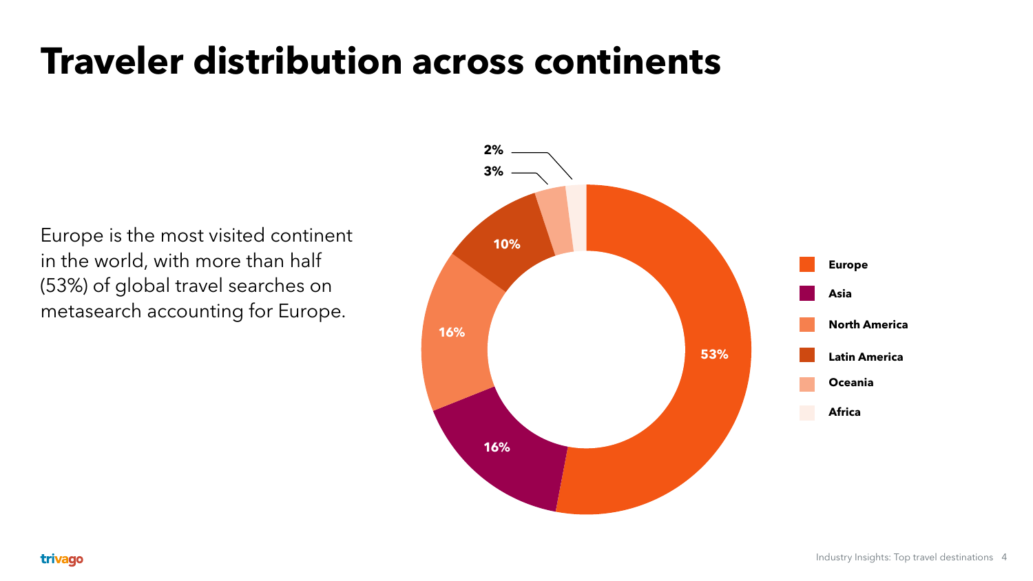# Traveler distribution across continents

Europe is the most visited continent in the world, with more than half (53%) of global travel searches on metasearch accounting for Europe.

| Continent | Share |
| --- | --- |
| Europe | 53% |
| Asia | 16% |
| North America | 16% |
| Latin America | 10% |
| Oceania | 3% |
| Africa | 2% |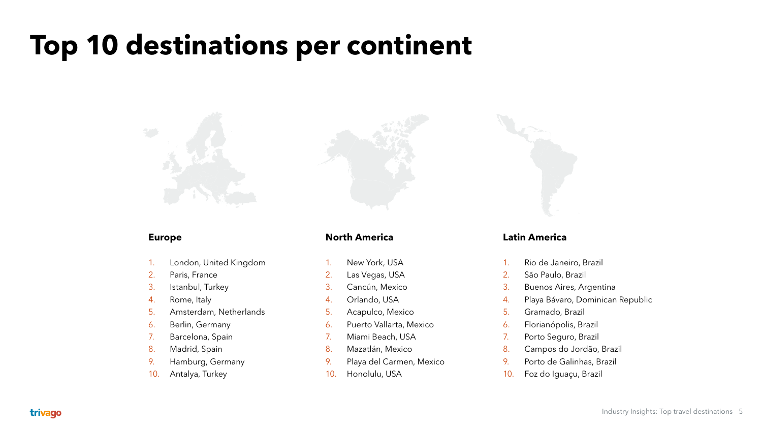# Top 10 destinations per continent

### Europe

1. London, United Kingdom
2. Paris, France
3. Istanbul, Turkey
4. Rome, Italy
5. Amsterdam, Netherlands
6. Berlin, Germany
7. Barcelona, Spain
8. Madrid, Spain
9. Hamburg, Germany
10. Antalya, Turkey

### North America

1. New York, USA
2. Las Vegas, USA
3. Cancún, Mexico
4. Orlando, USA
5. Acapulco, Mexico
6. Puerto Vallarta, Mexico
7. Miami Beach, USA
8. Mazatlán, Mexico
9. Playa del Carmen, Mexico
10. Honolulu, USA

### Latin America

1. Rio de Janeiro, Brazil
2. São Paulo, Brazil
3. Buenos Aires, Argentina
4. Playa Bávaro, Dominican Republic
5. Gramado, Brazil
6. Florianópolis, Brazil
7. Porto Seguro, Brazil
8. Campos do Jordão, Brazil
9. Porto de Galinhas, Brazil
10. Foz do Iguaçu, Brazil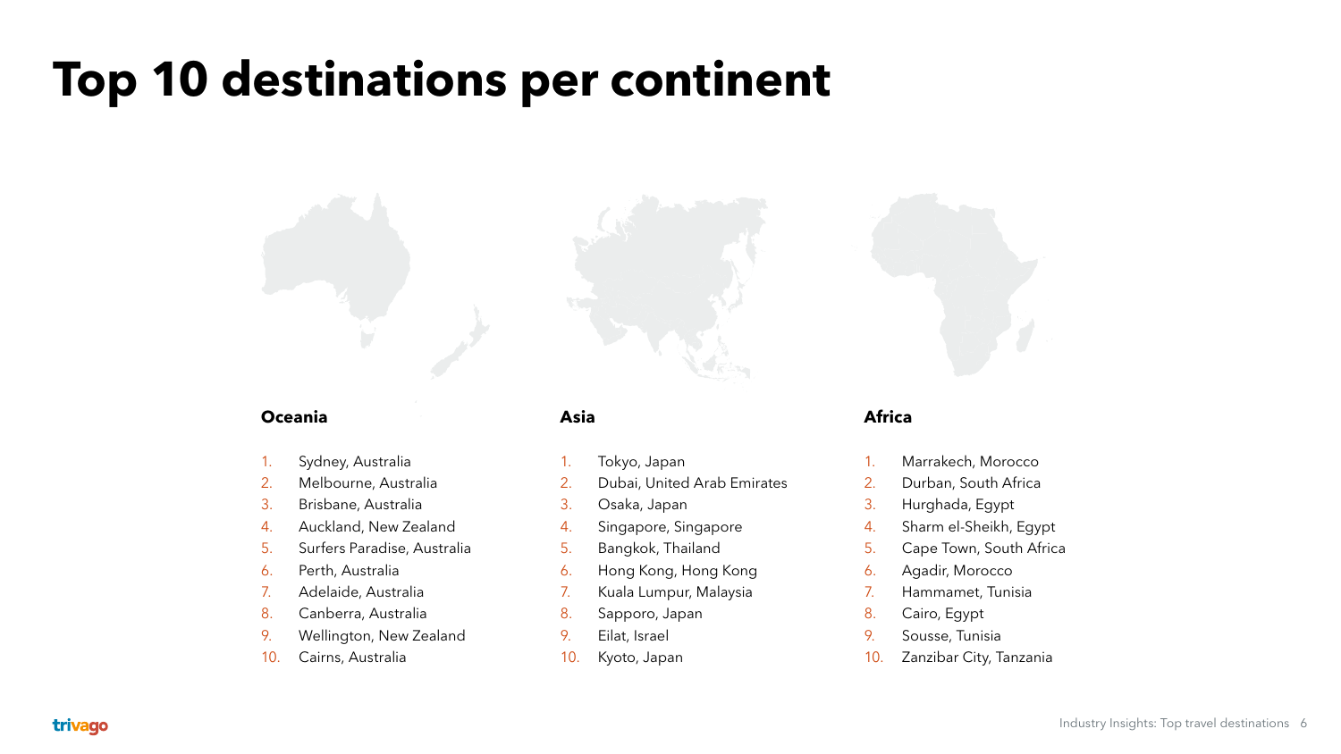# Top 10 destinations per continent

### Oceania

1. Sydney, Australia
2. Melbourne, Australia
3. Brisbane, Australia
4. Auckland, New Zealand
5. Surfers Paradise, Australia
6. Perth, Australia
7. Adelaide, Australia
8. Canberra, Australia
9. Wellington, New Zealand
10. Cairns, Australia

### Asia

1. Tokyo, Japan
2. Dubai, United Arab Emirates
3. Osaka, Japan
4. Singapore, Singapore
5. Bangkok, Thailand
6. Hong Kong, Hong Kong
7. Kuala Lumpur, Malaysia
8. Sapporo, Japan
9. Eilat, Israel
10. Kyoto, Japan

### Africa

1. Marrakech, Morocco
2. Durban, South Africa
3. Hurghada, Egypt
4. Sharm el-Sheikh, Egypt
5. Cape Town, South Africa
6. Agadir, Morocco
7. Hammamet, Tunisia
8. Cairo, Egypt
9. Sousse, Tunisia
10. Zanzibar City, Tanzania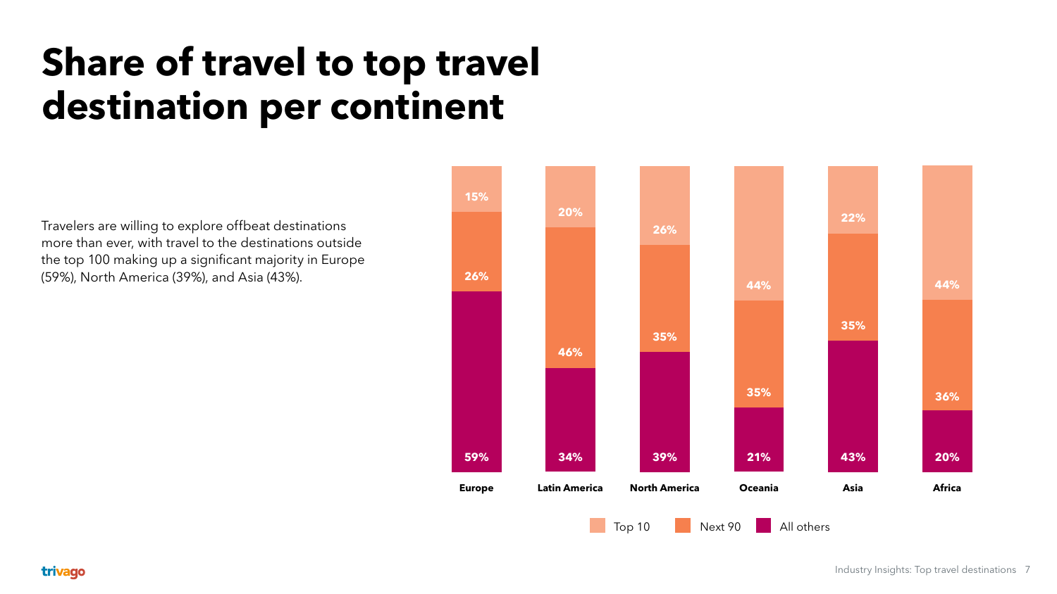# Share of travel to top travel destination per continent

Travelers are willing to explore offbeat destinations more than ever, with travel to the destinations outside the top 100 making up a significant majority in Europe (59%), North America (39%), and Asia (43%).

| | Europe | Latin America | North America | Oceania | Asia | Africa |
|---|---|---|---|---|---|---|
| Top 10 | 15% | 20% | 26% | 44% | 22% | 44% |
| Next 90 | 26% | 46% | 35% | 35% | 35% | 36% |
| All others | 59% | 34% | 39% | 21% | 43% | 20% |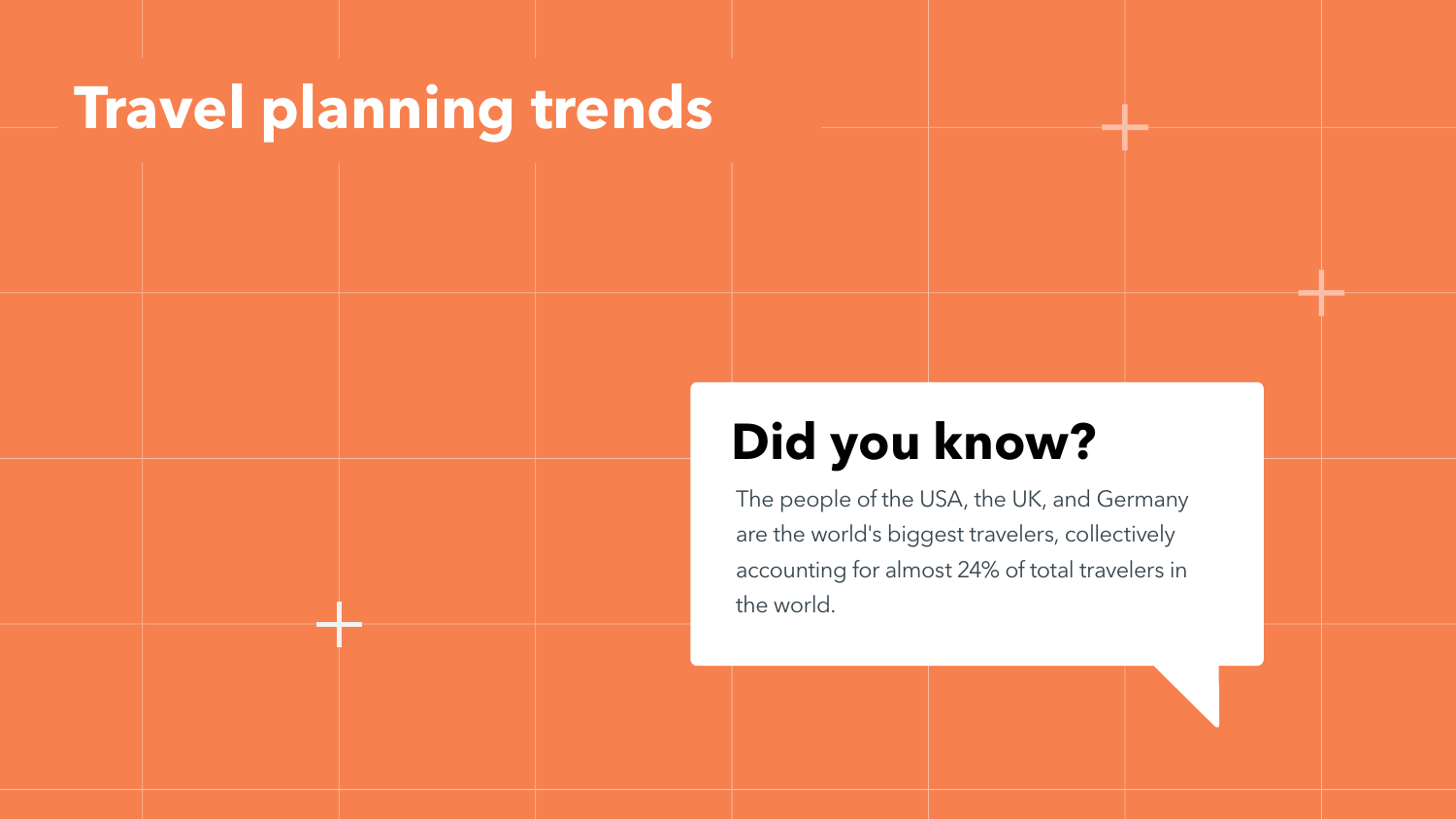# Travel planning trends

## Did you know?

The people of the USA, the UK, and Germany are the world's biggest travelers, collectively accounting for almost 24% of total travelers in the world.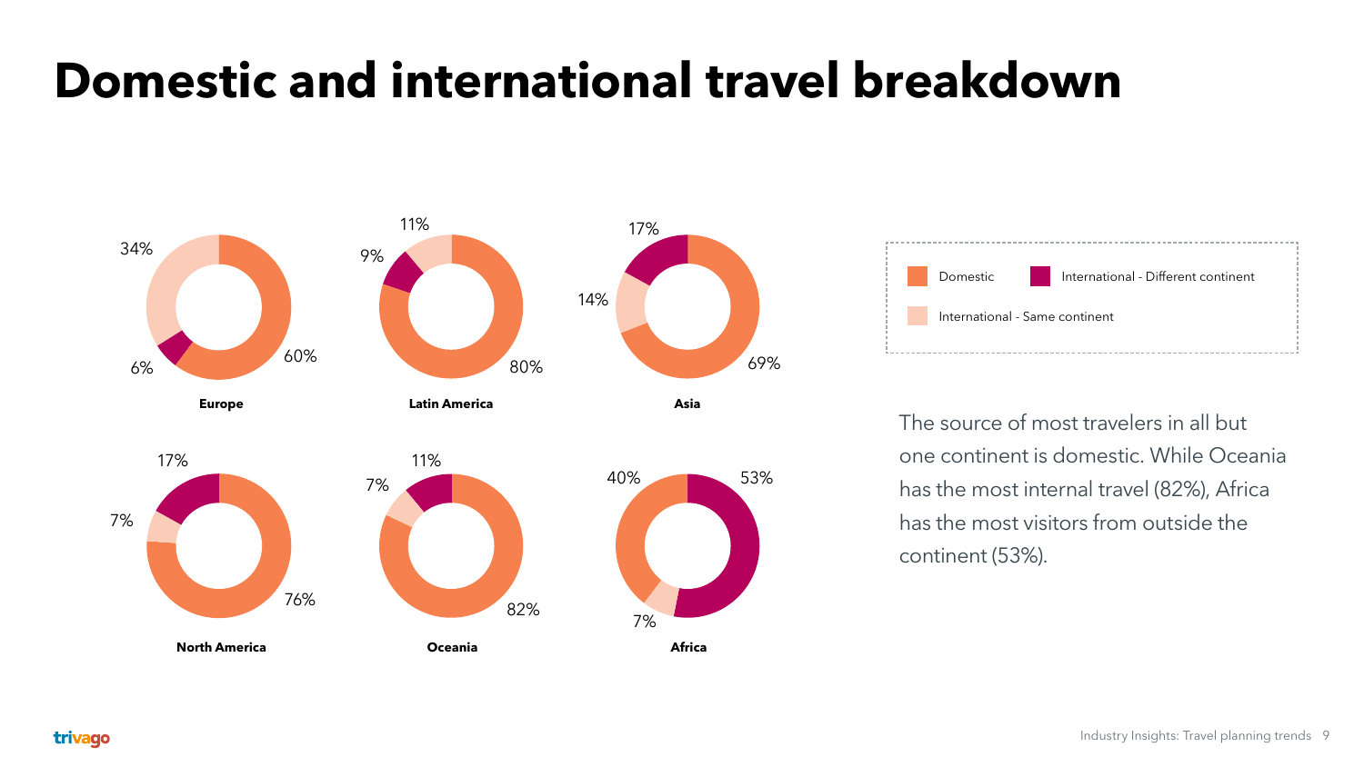# Domestic and international travel breakdown

| Region | Domestic | International - Same continent | International - Different continent |
|---|---|---|---|
| Europe | 60% | 34% | 6% |
| Latin America | 80% | 11% | 9% |
| Asia | 69% | 14% | 17% |
| North America | 76% | 7% | 17% |
| Oceania | 82% | 7% | 11% |
| Africa | 40% | 7% | 53% |

The source of most travelers in all but one continent is domestic. While Oceania has the most internal travel (82%), Africa has the most visitors from outside the continent (53%).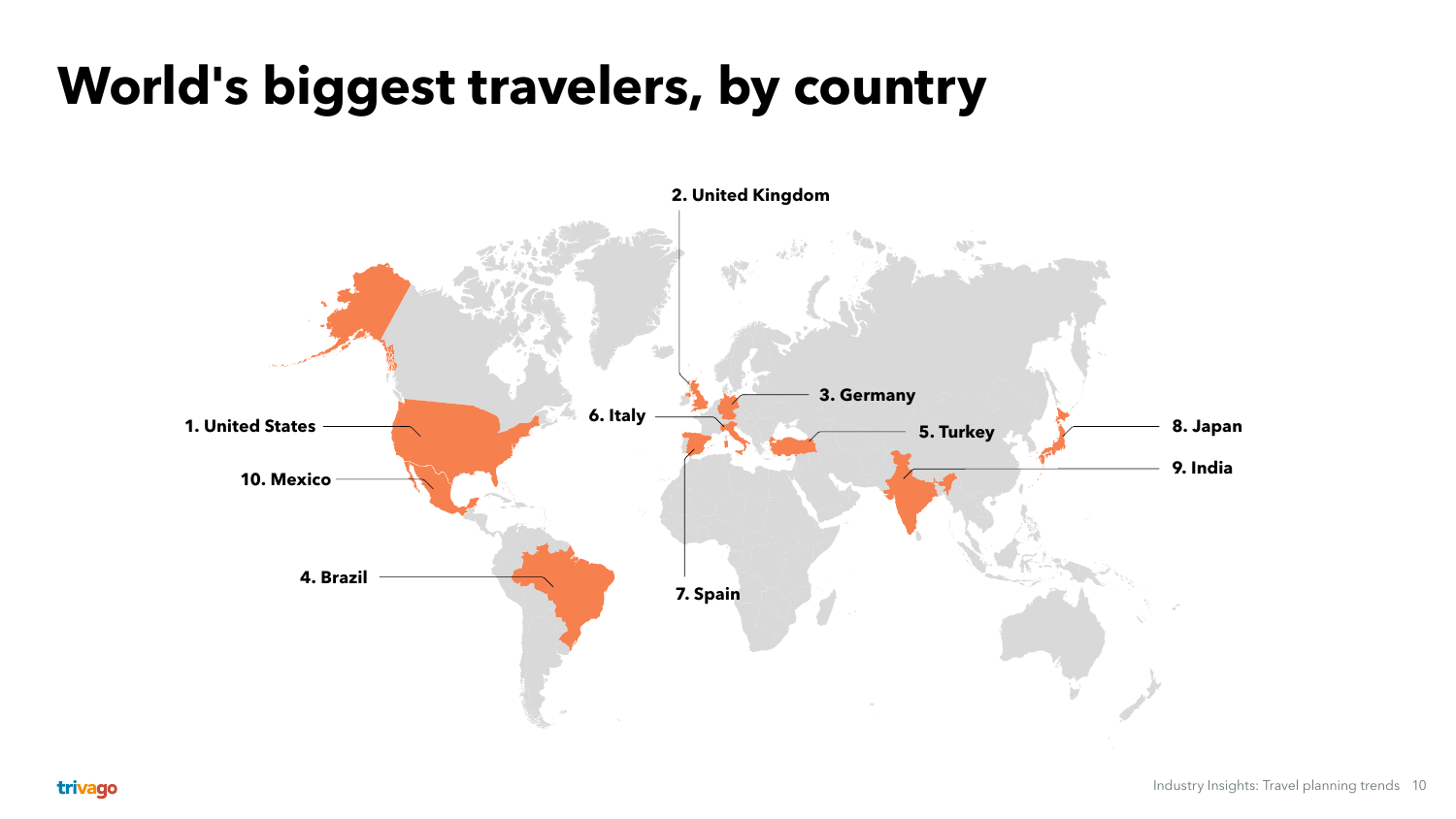# World's biggest travelers, by country

1. United States
2. United Kingdom
3. Germany
4. Brazil
5. Turkey
6. Italy
7. Spain
8. Japan
9. India
10. Mexico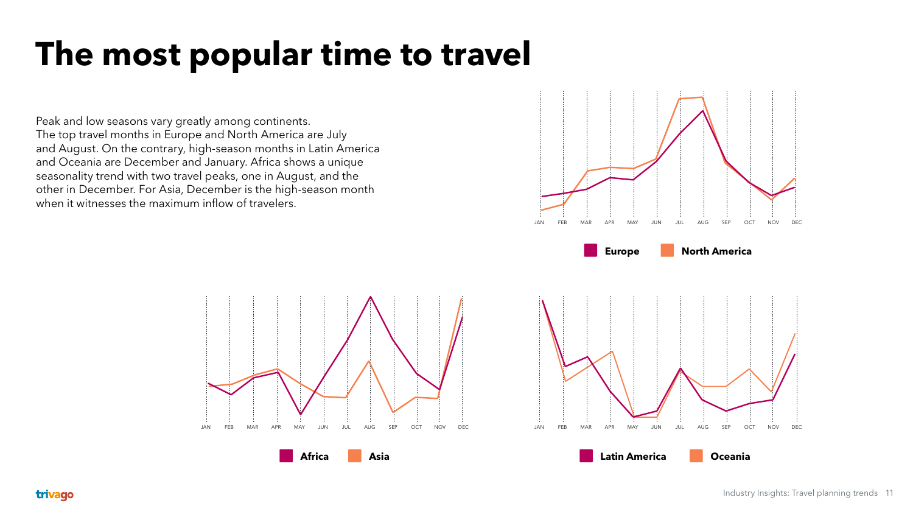# The most popular time to travel

Peak and low seasons vary greatly among continents. The top travel months in Europe and North America are July and August. On the contrary, high-season months in Latin America and Oceania are December and January. Africa shows a unique seasonality trend with two travel peaks, one in August, and the other in December. For Asia, December is the high-season month when it witnesses the maximum inflow of travelers.

JAN FEB MAR APR MAY JUN JUL AUG SEP OCT NOV DEC

**Europe** **North America**

JAN FEB MAR APR MAY JUN JUL AUG SEP OCT NOV DEC

**Africa** **Asia**

JAN FEB MAR APR MAY JUN JUL AUG SEP OCT NOV DEC

**Latin America** **Oceania**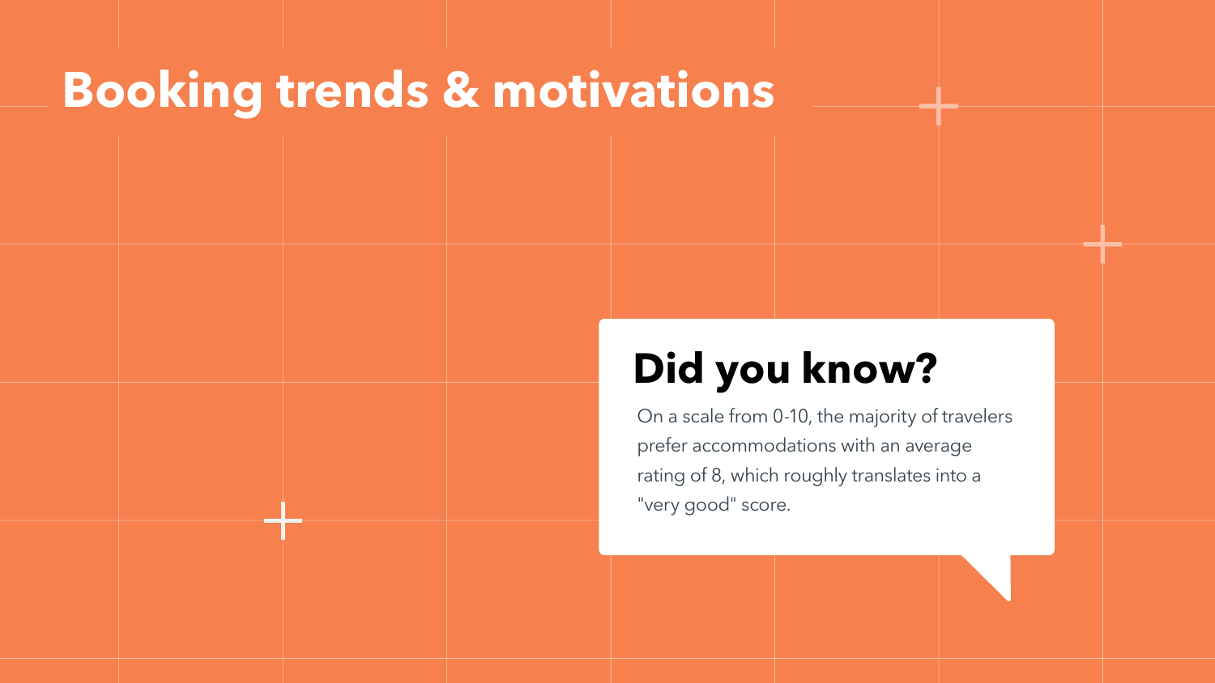# Booking trends & motivations

## Did you know?

On a scale from 0-10, the majority of travelers prefer accommodations with an average rating of 8, which roughly translates into a "very good" score.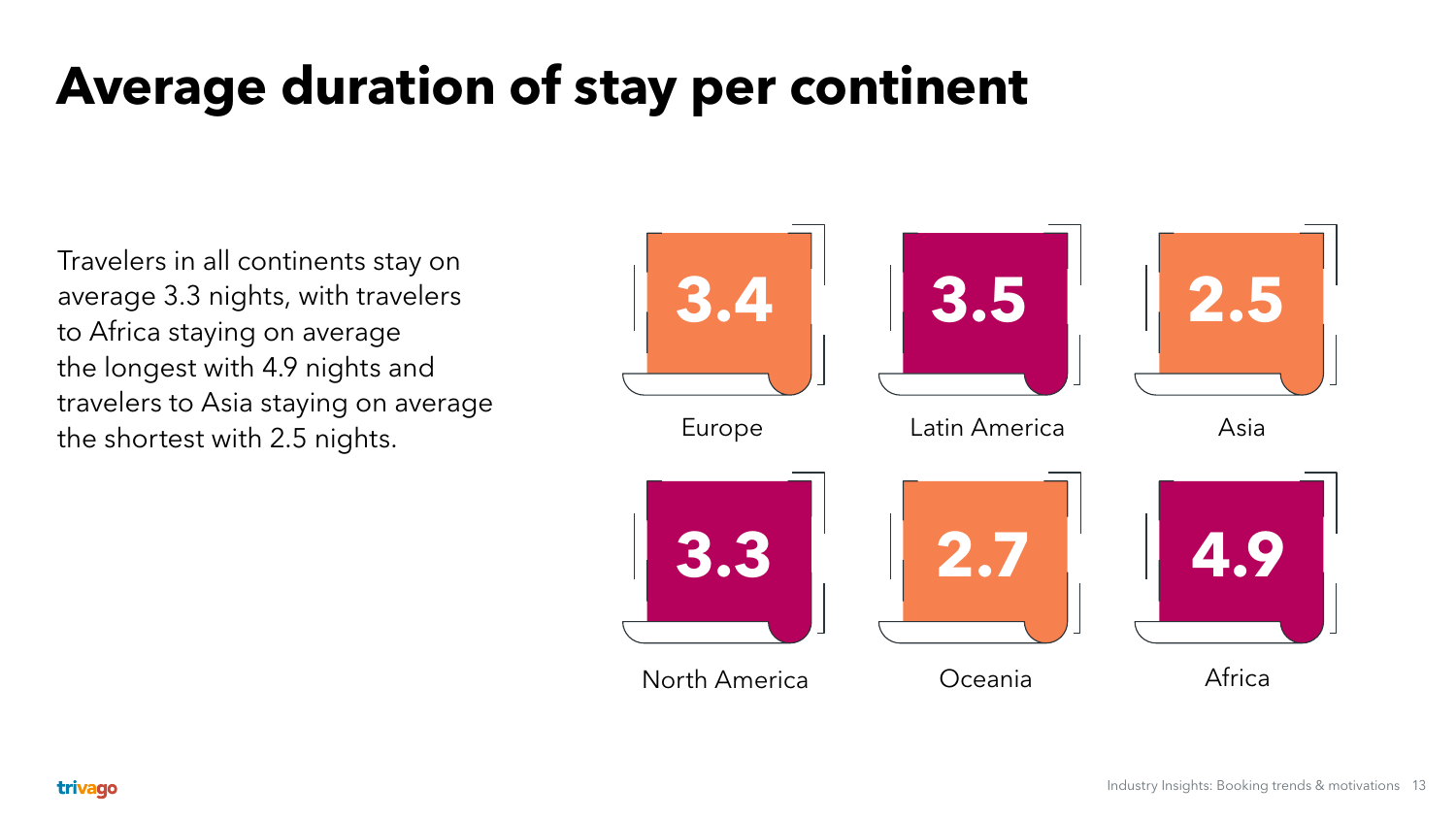# Average duration of stay per continent

Travelers in all continents stay on average 3.3 nights, with travelers to Africa staying on average the longest with 4.9 nights and travelers to Asia staying on average the shortest with 2.5 nights.

| Continent | Average nights |
| --- | --- |
| Europe | 3.4 |
| Latin America | 3.5 |
| Asia | 2.5 |
| North America | 3.3 |
| Oceania | 2.7 |
| Africa | 4.9 |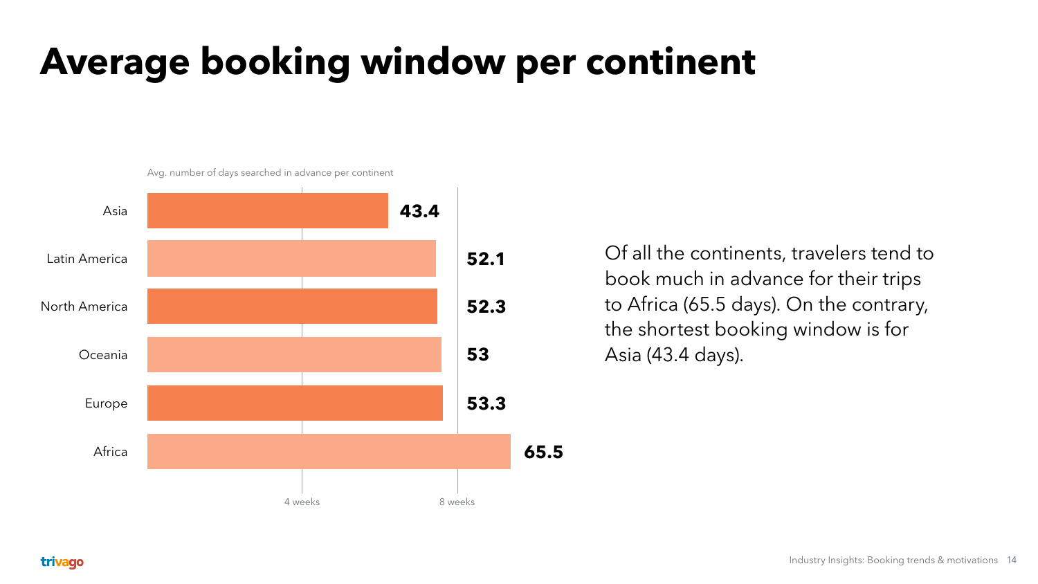# Average booking window per continent

Avg. number of days searched in advance per continent

| Continent | Days |
| --- | --- |
| Asia | 43.4 |
| Latin America | 52.1 |
| North America | 52.3 |
| Oceania | 53 |
| Europe | 53.3 |
| Africa | 65.5 |

4 weeks | 8 weeks

Of all the continents, travelers tend to book much in advance for their trips to Africa (65.5 days). On the contrary, the shortest booking window is for Asia (43.4 days).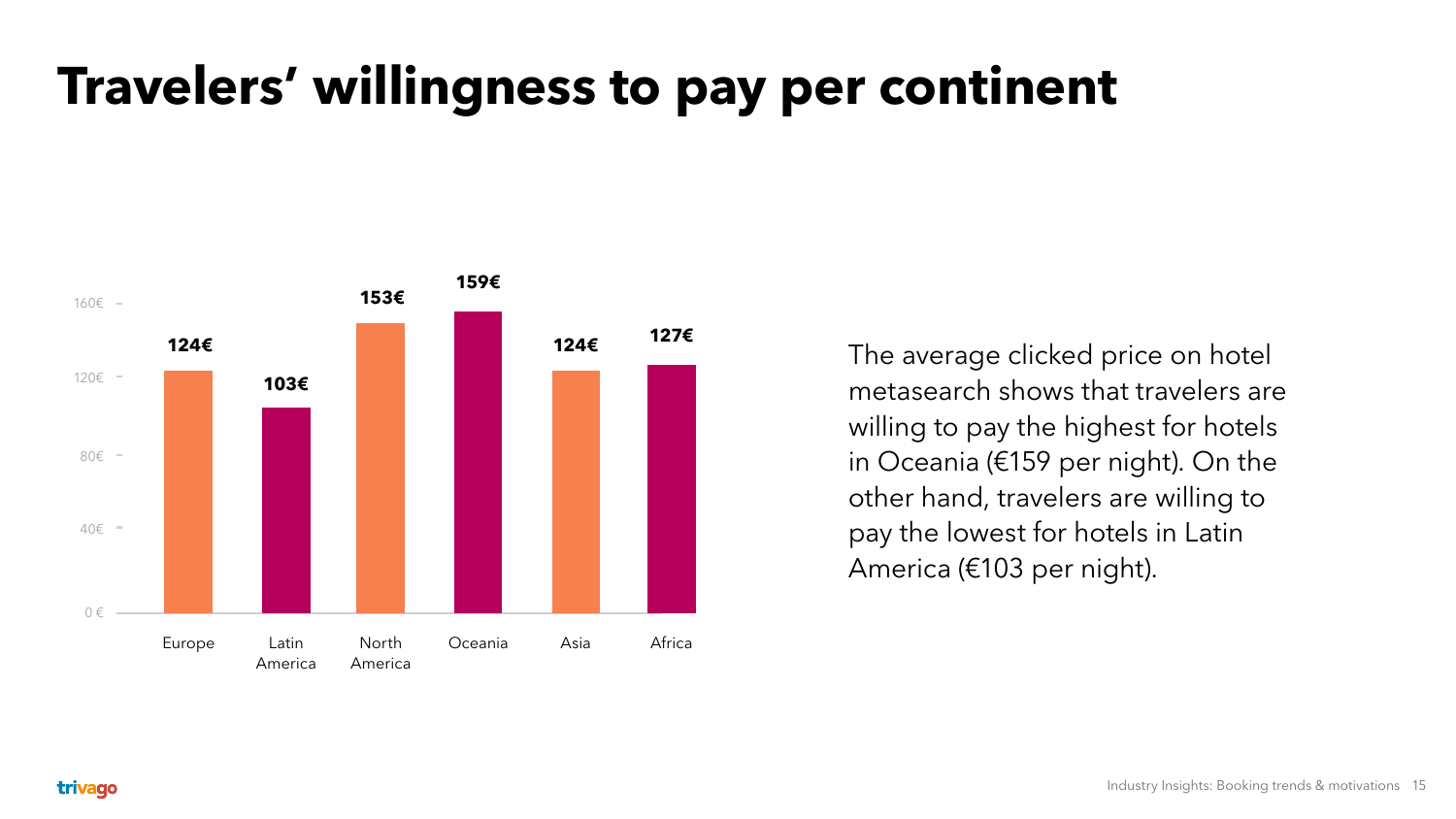# Travelers' willingness to pay per continent

| Continent | Average clicked price |
| --- | --- |
| Europe | 124€ |
| Latin America | 103€ |
| North America | 153€ |
| Oceania | 159€ |
| Asia | 124€ |
| Africa | 127€ |

The average clicked price on hotel metasearch shows that travelers are willing to pay the highest for hotels in Oceania (€159 per night). On the other hand, travelers are willing to pay the lowest for hotels in Latin America (€103 per night).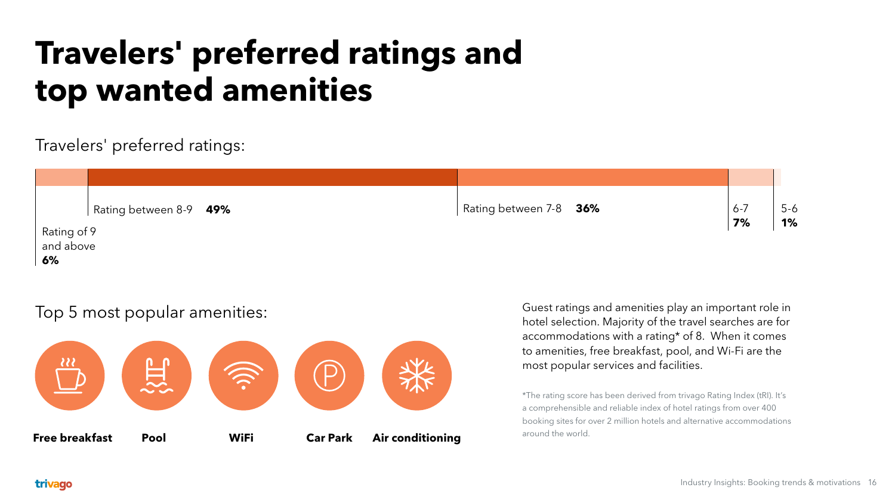# Travelers' preferred ratings and top wanted amenities

Travelers' preferred ratings:

| Rating | Share |
|---|---|
| Rating of 9 and above | **6%** |
| Rating between 8-9 | **49%** |
| Rating between 7-8 | **36%** |
| 6-7 | **7%** |
| 5-6 | **1%** |

Top 5 most popular amenities:

- **Free breakfast**
- **Pool**
- **WiFi**
- **Car Park**
- **Air conditioning**

Guest ratings and amenities play an important role in hotel selection. Majority of the travel searches are for accommodations with a rating* of 8. When it comes to amenities, free breakfast, pool, and Wi-Fi are the most popular services and facilities.

*The rating score has been derived from trivago Rating Index (tRI). It's a comprehensible and reliable index of hotel ratings from over 400 booking sites for over 2 million hotels and alternative accommodations around the world.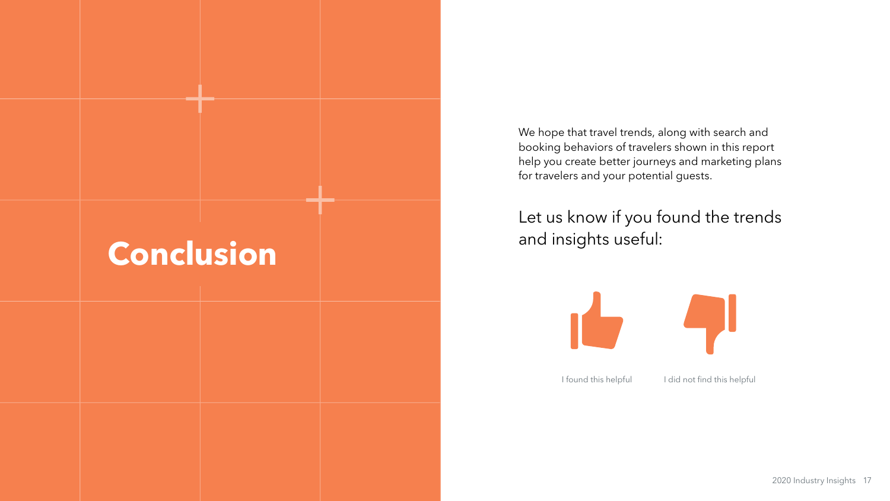# Conclusion

We hope that travel trends, along with search and booking behaviors of travelers shown in this report help you create better journeys and marketing plans for travelers and your potential guests.

Let us know if you found the trends and insights useful:

I found this helpful

I did not find this helpful